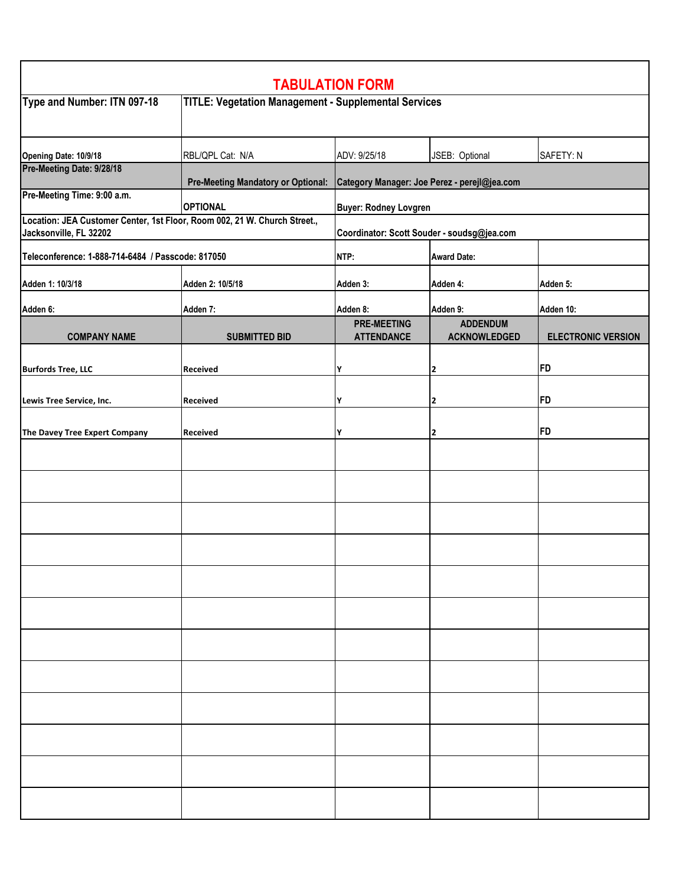# TABULATION FORM

| Type and Number: ITN 097-18 | TITLE: Vegetation Management - Supplemental Services | | | |
|---|---|---|---|---|
| Opening Date: 10/9/18 | RBL/QPL Cat: N/A | ADV: 9/25/18 | JSEB: Optional | SAFETY: N |
| Pre-Meeting Date: 9/28/18 | Pre-Meeting Mandatory or Optional: | Category Manager: Joe Perez - perejl@jea.com | | |
| Pre-Meeting Time: 9:00 a.m. | OPTIONAL | Buyer: Rodney Lovgren | | |
| Location: JEA Customer Center, 1st Floor, Room 002, 21 W. Church Street., Jacksonville, FL 32202 | | Coordinator: Scott Souder - soudsg@jea.com | | |
| Teleconference: 1-888-714-6484 / Passcode: 817050 | | NTP: | Award Date: | |
| Adden 1: 10/3/18 | Adden 2: 10/5/18 | Adden 3: | Adden 4: | Adden 5: |
| Adden 6: | Adden 7: | Adden 8: | Adden 9: | Adden 10: |

| COMPANY NAME | SUBMITTED BID | PRE-MEETING ATTENDANCE | ADDENDUM ACKNOWLEDGED | ELECTRONIC VERSION |
|---|---|---|---|---|
| Burfords Tree, LLC | Received | Y | 2 | FD |
| Lewis Tree Service, Inc. | Received | Y | 2 | FD |
| The Davey Tree Expert Company | Received | Y | 2 | FD |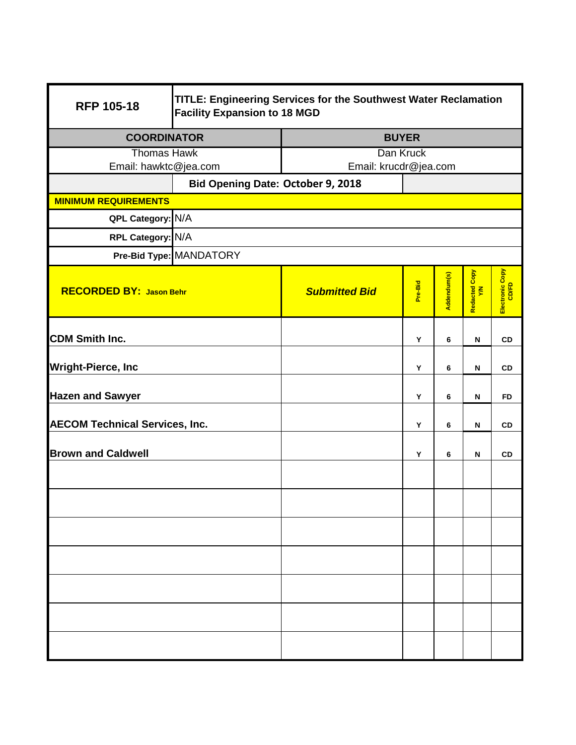| RFP 105-18 | TITLE: Engineering Services for the Southwest Water Reclamation Facility Expansion to 18 MGD |
|---|---|

| COORDINATOR | BUYER |
|---|---|
| Thomas Hawk<br>Email: hawktc@jea.com | Dan Kruck<br>Email: krucdr@jea.com |

**Bid Opening Date: October 9, 2018**

**MINIMUM REQUIREMENTS**

| | |
|---|---|
| **QPL Category:** | N/A |
| **RPL Category:** | N/A |
| **Pre-Bid Type:** | MANDATORY |

| **RECORDED BY:** Jason Behr | ***Submitted Bid*** | Pre-Bid | Addendum(s) | Redacted Copy Y/N | Electronic Copy CD/FD |
|---|---|---|---|---|---|
| **CDM Smith Inc.** | | Y | 6 | N | CD |
| **Wright-Pierce, Inc** | | Y | 6 | N | CD |
| **Hazen and Sawyer** | | Y | 6 | N | FD |
| **AECOM Technical Services, Inc.** | | Y | 6 | N | CD |
| **Brown and Caldwell** | | Y | 6 | N | CD |
| | | | | | |
| | | | | | |
| | | | | | |
| | | | | | |
| | | | | | |
| | | | | | |
| | | | | | |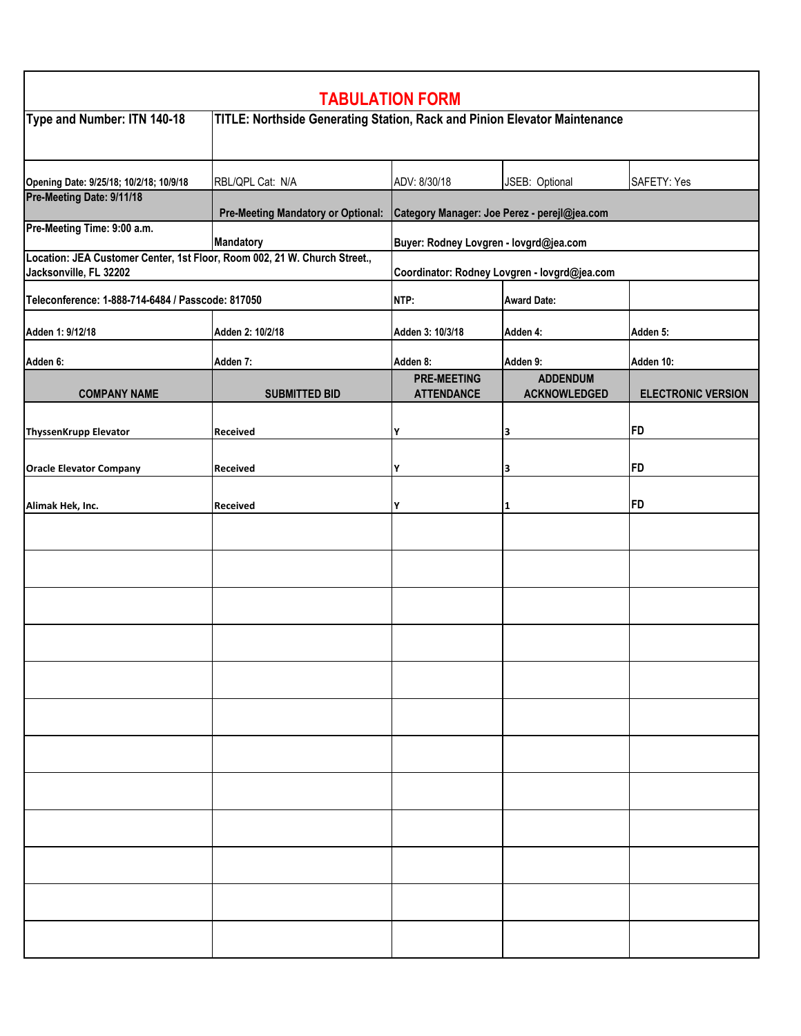# TABULATION FORM

| Type and Number: ITN 140-18 | TITLE: Northside Generating Station, Rack and Pinion Elevator Maintenance | | | |
|---|---|---|---|---|
| Opening Date: 9/25/18; 10/2/18; 10/9/18 | RBL/QPL Cat: N/A | ADV: 8/30/18 | JSEB: Optional | SAFETY: Yes |
| Pre-Meeting Date: 9/11/18 | Pre-Meeting Mandatory or Optional: | Category Manager: Joe Perez - perejl@jea.com | | |
| Pre-Meeting Time: 9:00 a.m. | Mandatory | Buyer: Rodney Lovgren - lovgrd@jea.com | | |
| Location: JEA Customer Center, 1st Floor, Room 002, 21 W. Church Street., Jacksonville, FL 32202 | | Coordinator: Rodney Lovgren - lovgrd@jea.com | | |
| Teleconference: 1-888-714-6484 / Passcode: 817050 | | NTP: | Award Date: | |
| Adden 1: 9/12/18 | Adden 2: 10/2/18 | Adden 3: 10/3/18 | Adden 4: | Adden 5: |
| Adden 6: | Adden 7: | Adden 8: | Adden 9: | Adden 10: |
| **COMPANY NAME** | **SUBMITTED BID** | **PRE-MEETING ATTENDANCE** | **ADDENDUM ACKNOWLEDGED** | **ELECTRONIC VERSION** |
| ThyssenKrupp Elevator | Received | Y | 3 | FD |
| Oracle Elevator Company | Received | Y | 3 | FD |
| Alimak Hek, Inc. | Received | Y | 1 | FD |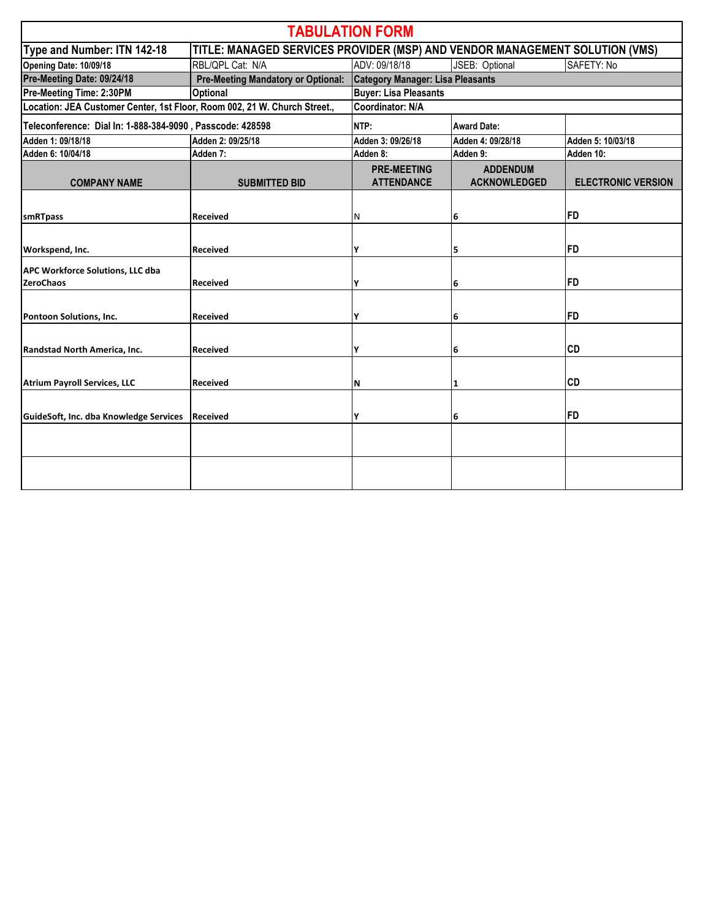# TABULATION FORM

| Type and Number: ITN 142-18 | TITLE: MANAGED SERVICES PROVIDER (MSP) AND VENDOR MANAGEMENT SOLUTION (VMS) | | | |
|---|---|---|---|---|
| Opening Date: 10/09/18 | RBL/QPL Cat: N/A | ADV: 09/18/18 | JSEB: Optional | SAFETY: No |
| Pre-Meeting Date: 09/24/18 | Pre-Meeting Mandatory or Optional: | Category Manager: Lisa Pleasants | | |
| Pre-Meeting Time: 2:30PM | Optional | Buyer: Lisa Pleasants | | |
| Location: JEA Customer Center, 1st Floor, Room 002, 21 W. Church Street., | | Coordinator: N/A | | |
| Teleconference: Dial In: 1-888-384-9090 , Passcode: 428598 | | NTP: | Award Date: | |
| Adden 1: 09/18/18 | Adden 2: 09/25/18 | Adden 3: 09/26/18 | Adden 4: 09/28/18 | Adden 5: 10/03/18 |
| Adden 6: 10/04/18 | Adden 7: | Adden 8: | Adden 9: | Adden 10: |
| **COMPANY NAME** | **SUBMITTED BID** | **PRE-MEETING ATTENDANCE** | **ADDENDUM ACKNOWLEDGED** | **ELECTRONIC VERSION** |
| smRTpass | Received | N | 6 | FD |
| Workspend, Inc. | Received | Y | 5 | FD |
| APC Workforce Solutions, LLC dba ZeroChaos | Received | Y | 6 | FD |
| Pontoon Solutions, Inc. | Received | Y | 6 | FD |
| Randstad North America, Inc. | Received | Y | 6 | CD |
| Atrium Payroll Services, LLC | Received | N | 1 | CD |
| GuideSoft, Inc. dba Knowledge Services | Received | Y | 6 | FD |
| | | | | |
| | | | | |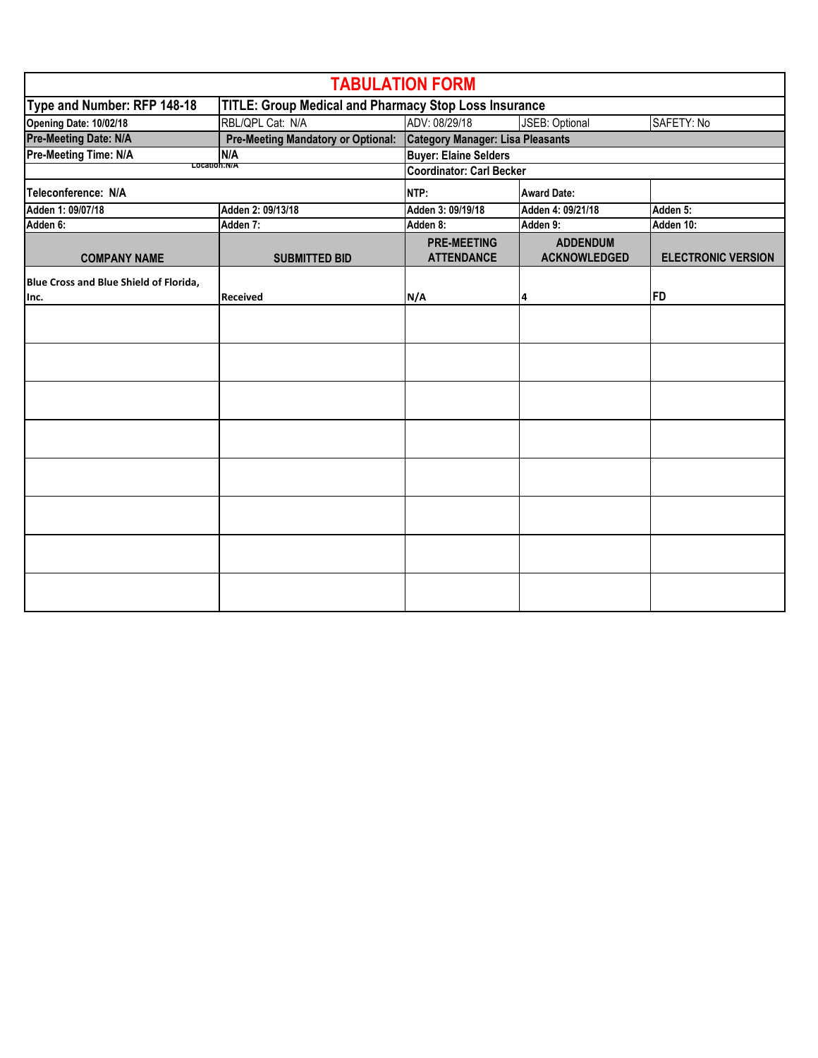# TABULATION FORM

| Type and Number: RFP 148-18 | TITLE: Group Medical and Pharmacy Stop Loss Insurance | | | |
|---|---|---|---|---|
| Opening Date: 10/02/18 | RBL/QPL Cat: N/A | ADV: 08/29/18 | JSEB: Optional | SAFETY: No |
| Pre-Meeting Date: N/A | Pre-Meeting Mandatory or Optional: | Category Manager: Lisa Pleasants | | |
| Pre-Meeting Time: N/A | N/A | Buyer: Elaine Selders | | |
| Location:N/A | | Coordinator: Carl Becker | | |
| Teleconference: N/A | | NTP: | Award Date: | |
| Adden 1: 09/07/18 | Adden 2: 09/13/18 | Adden 3: 09/19/18 | Adden 4: 09/21/18 | Adden 5: |
| Adden 6: | Adden 7: | Adden 8: | Adden 9: | Adden 10: |
| **COMPANY NAME** | **SUBMITTED BID** | **PRE-MEETING ATTENDANCE** | **ADDENDUM ACKNOWLEDGED** | **ELECTRONIC VERSION** |
| Blue Cross and Blue Shield of Florida, Inc. | Received | N/A | 4 | FD |
| | | | | |
| | | | | |
| | | | | |
| | | | | |
| | | | | |
| | | | | |
| | | | | |
| | | | | |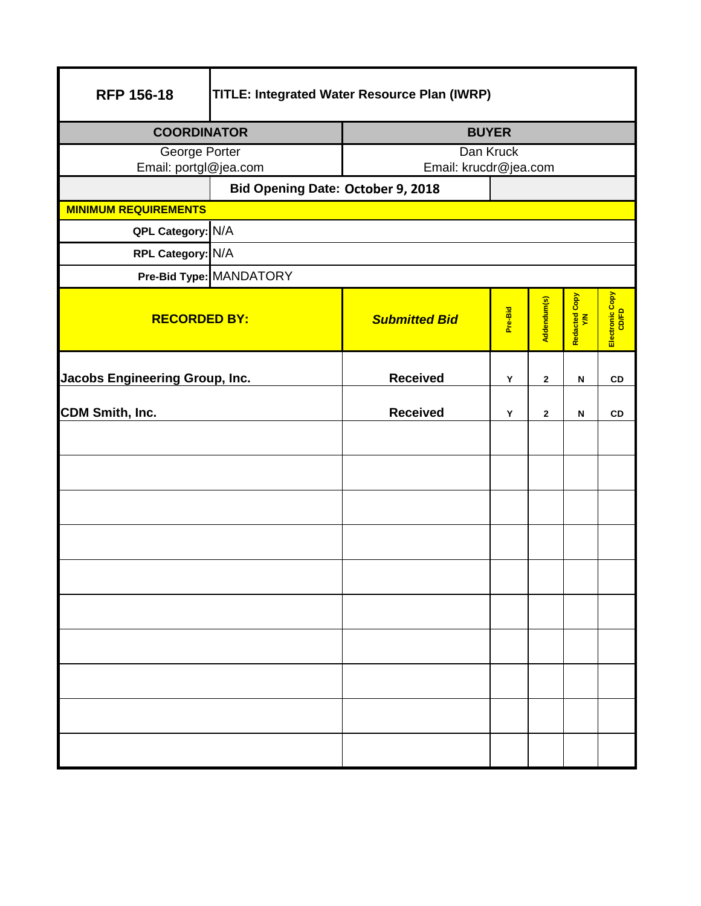| | | | | | | |
|---|---|---|---|---|---|---|
| **RFP 156-18** | **TITLE: Integrated Water Resource Plan (IWRP)** | | | | | |
| **COORDINATOR** | | **BUYER** | | | | |
| George Porter<br>Email: portgl@jea.com | | Dan Kruck<br>Email: krucdr@jea.com | | | | |
| | **Bid Opening Date: October 9, 2018** | | | | | |
| **MINIMUM REQUIREMENTS** | | | | | | |
| **QPL Category:** | N/A | | | | | |
| **RPL Category:** | N/A | | | | | |
| **Pre-Bid Type:** | MANDATORY | | | | | |
| **RECORDED BY:** | | ***Submitted Bid*** | **Pre-Bid** | **Addendum(s)** | **Redacted Copy Y/N** | **Electronic Copy CD/FD** |
| **Jacobs Engineering Group, Inc.** | | **Received** | **Y** | **2** | **N** | **CD** |
| **CDM Smith, Inc.** | | **Received** | **Y** | **2** | **N** | **CD** |
| | | | | | | |
| | | | | | | |
| | | | | | | |
| | | | | | | |
| | | | | | | |
| | | | | | | |
| | | | | | | |
| | | | | | | |
| | | | | | | |
| | | | | | | |